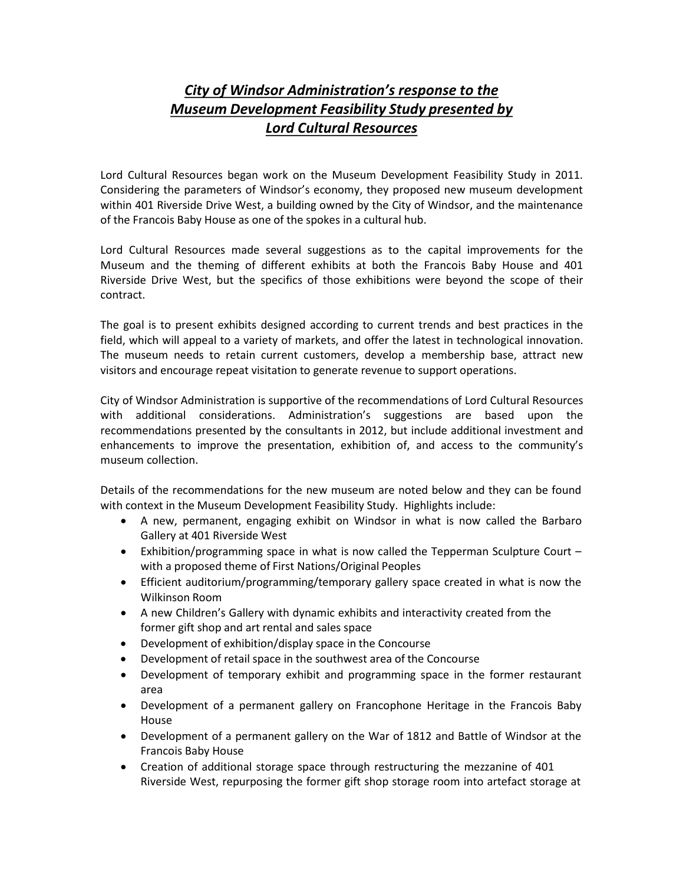# ***City of Windsor Administration's response to the Museum Development Feasibility Study presented by Lord Cultural Resources***

Lord Cultural Resources began work on the Museum Development Feasibility Study in 2011. Considering the parameters of Windsor's economy, they proposed new museum development within 401 Riverside Drive West, a building owned by the City of Windsor, and the maintenance of the Francois Baby House as one of the spokes in a cultural hub.

Lord Cultural Resources made several suggestions as to the capital improvements for the Museum and the theming of different exhibits at both the Francois Baby House and 401 Riverside Drive West, but the specifics of those exhibitions were beyond the scope of their contract.

The goal is to present exhibits designed according to current trends and best practices in the field, which will appeal to a variety of markets, and offer the latest in technological innovation. The museum needs to retain current customers, develop a membership base, attract new visitors and encourage repeat visitation to generate revenue to support operations.

City of Windsor Administration is supportive of the recommendations of Lord Cultural Resources with additional considerations. Administration's suggestions are based upon the recommendations presented by the consultants in 2012, but include additional investment and enhancements to improve the presentation, exhibition of, and access to the community's museum collection.

Details of the recommendations for the new museum are noted below and they can be found with context in the Museum Development Feasibility Study. Highlights include:

- A new, permanent, engaging exhibit on Windsor in what is now called the Barbaro Gallery at 401 Riverside West
- Exhibition/programming space in what is now called the Tepperman Sculpture Court – with a proposed theme of First Nations/Original Peoples
- Efficient auditorium/programming/temporary gallery space created in what is now the Wilkinson Room
- A new Children's Gallery with dynamic exhibits and interactivity created from the former gift shop and art rental and sales space
- Development of exhibition/display space in the Concourse
- Development of retail space in the southwest area of the Concourse
- Development of temporary exhibit and programming space in the former restaurant area
- Development of a permanent gallery on Francophone Heritage in the Francois Baby House
- Development of a permanent gallery on the War of 1812 and Battle of Windsor at the Francois Baby House
- Creation of additional storage space through restructuring the mezzanine of 401 Riverside West, repurposing the former gift shop storage room into artefact storage at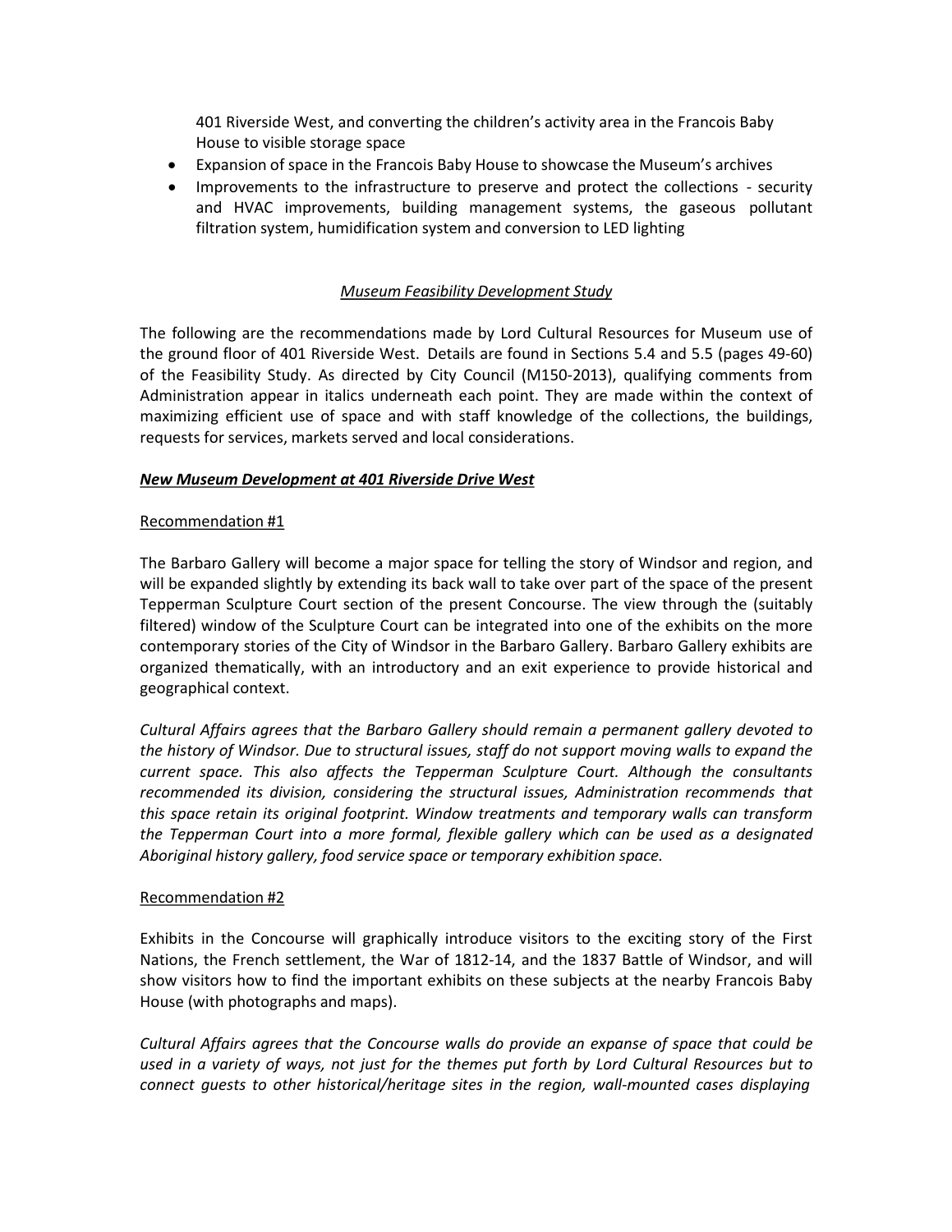401 Riverside West, and converting the children's activity area in the Francois Baby House to visible storage space

- Expansion of space in the Francois Baby House to showcase the Museum's archives
- Improvements to the infrastructure to preserve and protect the collections - security and HVAC improvements, building management systems, the gaseous pollutant filtration system, humidification system and conversion to LED lighting

## *Museum Feasibility Development Study*

The following are the recommendations made by Lord Cultural Resources for Museum use of the ground floor of 401 Riverside West. Details are found in Sections 5.4 and 5.5 (pages 49-60) of the Feasibility Study. As directed by City Council (M150-2013), qualifying comments from Administration appear in italics underneath each point. They are made within the context of maximizing efficient use of space and with staff knowledge of the collections, the buildings, requests for services, markets served and local considerations.

### ***New Museum Development at 401 Riverside Drive West***

#### Recommendation #1

The Barbaro Gallery will become a major space for telling the story of Windsor and region, and will be expanded slightly by extending its back wall to take over part of the space of the present Tepperman Sculpture Court section of the present Concourse. The view through the (suitably filtered) window of the Sculpture Court can be integrated into one of the exhibits on the more contemporary stories of the City of Windsor in the Barbaro Gallery. Barbaro Gallery exhibits are organized thematically, with an introductory and an exit experience to provide historical and geographical context.

*Cultural Affairs agrees that the Barbaro Gallery should remain a permanent gallery devoted to the history of Windsor. Due to structural issues, staff do not support moving walls to expand the current space. This also affects the Tepperman Sculpture Court. Although the consultants recommended its division, considering the structural issues, Administration recommends that this space retain its original footprint. Window treatments and temporary walls can transform the Tepperman Court into a more formal, flexible gallery which can be used as a designated Aboriginal history gallery, food service space or temporary exhibition space.*

#### Recommendation #2

Exhibits in the Concourse will graphically introduce visitors to the exciting story of the First Nations, the French settlement, the War of 1812-14, and the 1837 Battle of Windsor, and will show visitors how to find the important exhibits on these subjects at the nearby Francois Baby House (with photographs and maps).

*Cultural Affairs agrees that the Concourse walls do provide an expanse of space that could be used in a variety of ways, not just for the themes put forth by Lord Cultural Resources but to connect guests to other historical/heritage sites in the region, wall-mounted cases displaying*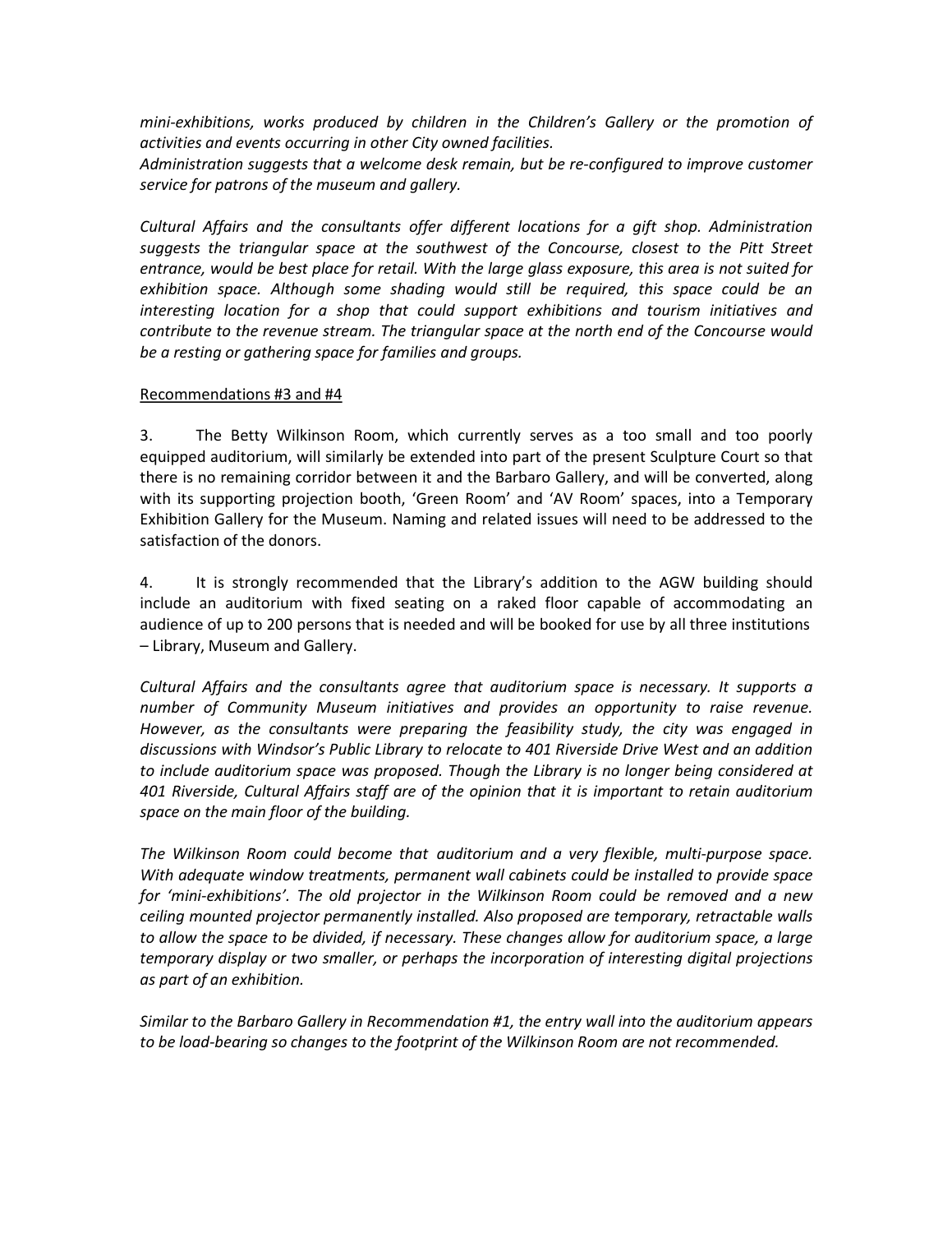*mini-exhibitions, works produced by children in the Children's Gallery or the promotion of activities and events occurring in other City owned facilities.*
*Administration suggests that a welcome desk remain, but be re-configured to improve customer service for patrons of the museum and gallery.*

*Cultural Affairs and the consultants offer different locations for a gift shop. Administration suggests the triangular space at the southwest of the Concourse, closest to the Pitt Street entrance, would be best place for retail. With the large glass exposure, this area is not suited for exhibition space. Although some shading would still be required, this space could be an interesting location for a shop that could support exhibitions and tourism initiatives and contribute to the revenue stream. The triangular space at the north end of the Concourse would be a resting or gathering space for families and groups.*

<u>Recommendations #3 and #4</u>

3. The Betty Wilkinson Room, which currently serves as a too small and too poorly equipped auditorium, will similarly be extended into part of the present Sculpture Court so that there is no remaining corridor between it and the Barbaro Gallery, and will be converted, along with its supporting projection booth, 'Green Room' and 'AV Room' spaces, into a Temporary Exhibition Gallery for the Museum. Naming and related issues will need to be addressed to the satisfaction of the donors.

4. It is strongly recommended that the Library's addition to the AGW building should include an auditorium with fixed seating on a raked floor capable of accommodating an audience of up to 200 persons that is needed and will be booked for use by all three institutions – Library, Museum and Gallery.

*Cultural Affairs and the consultants agree that auditorium space is necessary. It supports a number of Community Museum initiatives and provides an opportunity to raise revenue. However, as the consultants were preparing the feasibility study, the city was engaged in discussions with Windsor's Public Library to relocate to 401 Riverside Drive West and an addition to include auditorium space was proposed. Though the Library is no longer being considered at 401 Riverside, Cultural Affairs staff are of the opinion that it is important to retain auditorium space on the main floor of the building.*

*The Wilkinson Room could become that auditorium and a very flexible, multi-purpose space. With adequate window treatments, permanent wall cabinets could be installed to provide space for 'mini-exhibitions'. The old projector in the Wilkinson Room could be removed and a new ceiling mounted projector permanently installed. Also proposed are temporary, retractable walls to allow the space to be divided, if necessary. These changes allow for auditorium space, a large temporary display or two smaller, or perhaps the incorporation of interesting digital projections as part of an exhibition.*

*Similar to the Barbaro Gallery in Recommendation #1, the entry wall into the auditorium appears to be load-bearing so changes to the footprint of the Wilkinson Room are not recommended.*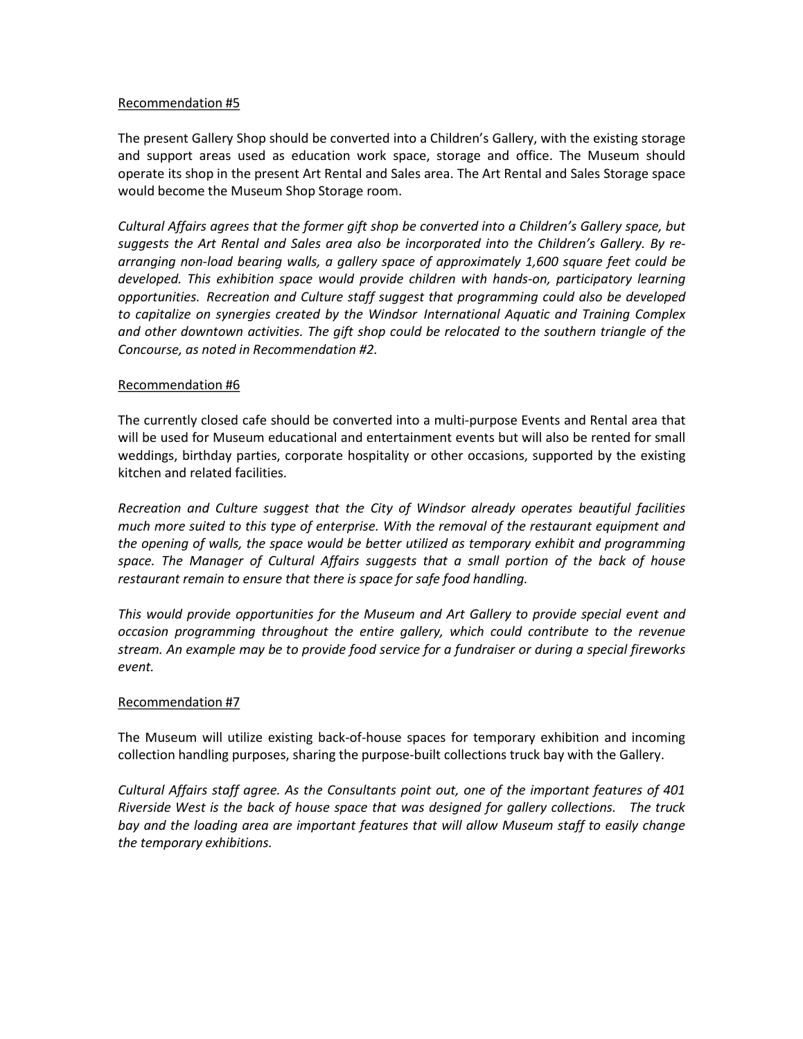Recommendation #5

The present Gallery Shop should be converted into a Children's Gallery, with the existing storage and support areas used as education work space, storage and office. The Museum should operate its shop in the present Art Rental and Sales area. The Art Rental and Sales Storage space would become the Museum Shop Storage room.

*Cultural Affairs agrees that the former gift shop be converted into a Children's Gallery space, but suggests the Art Rental and Sales area also be incorporated into the Children's Gallery. By re-arranging non-load bearing walls, a gallery space of approximately 1,600 square feet could be developed. This exhibition space would provide children with hands-on, participatory learning opportunities. Recreation and Culture staff suggest that programming could also be developed to capitalize on synergies created by the Windsor International Aquatic and Training Complex and other downtown activities. The gift shop could be relocated to the southern triangle of the Concourse, as noted in Recommendation #2.*

Recommendation #6

The currently closed cafe should be converted into a multi-purpose Events and Rental area that will be used for Museum educational and entertainment events but will also be rented for small weddings, birthday parties, corporate hospitality or other occasions, supported by the existing kitchen and related facilities.

*Recreation and Culture suggest that the City of Windsor already operates beautiful facilities much more suited to this type of enterprise. With the removal of the restaurant equipment and the opening of walls, the space would be better utilized as temporary exhibit and programming space. The Manager of Cultural Affairs suggests that a small portion of the back of house restaurant remain to ensure that there is space for safe food handling.*

*This would provide opportunities for the Museum and Art Gallery to provide special event and occasion programming throughout the entire gallery, which could contribute to the revenue stream. An example may be to provide food service for a fundraiser or during a special fireworks event.*

Recommendation #7

The Museum will utilize existing back-of-house spaces for temporary exhibition and incoming collection handling purposes, sharing the purpose-built collections truck bay with the Gallery.

*Cultural Affairs staff agree. As the Consultants point out, one of the important features of 401 Riverside West is the back of house space that was designed for gallery collections. The truck bay and the loading area are important features that will allow Museum staff to easily change the temporary exhibitions.*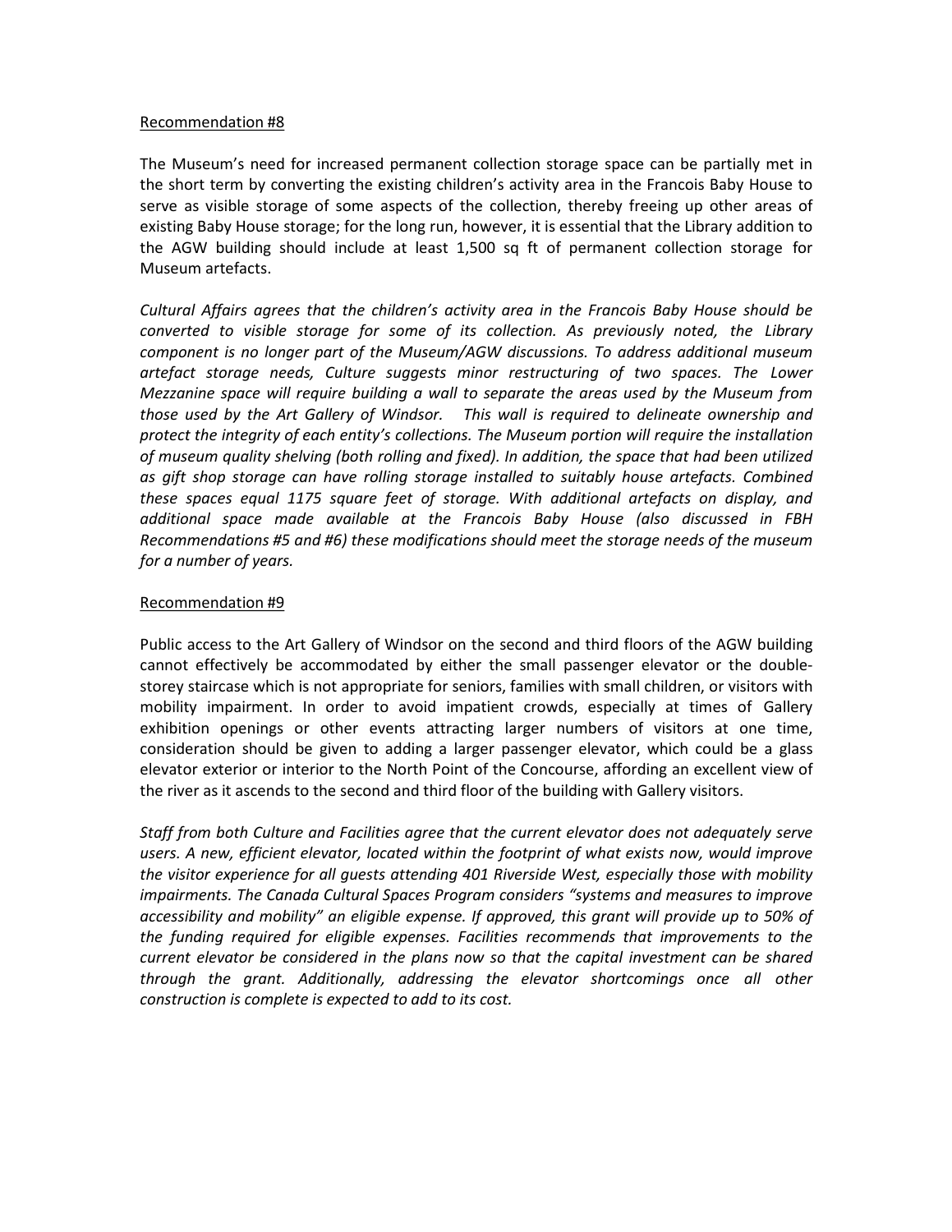Recommendation #8

The Museum's need for increased permanent collection storage space can be partially met in the short term by converting the existing children's activity area in the Francois Baby House to serve as visible storage of some aspects of the collection, thereby freeing up other areas of existing Baby House storage; for the long run, however, it is essential that the Library addition to the AGW building should include at least 1,500 sq ft of permanent collection storage for Museum artefacts.

*Cultural Affairs agrees that the children's activity area in the Francois Baby House should be converted to visible storage for some of its collection. As previously noted, the Library component is no longer part of the Museum/AGW discussions. To address additional museum artefact storage needs, Culture suggests minor restructuring of two spaces. The Lower Mezzanine space will require building a wall to separate the areas used by the Museum from those used by the Art Gallery of Windsor. This wall is required to delineate ownership and protect the integrity of each entity's collections. The Museum portion will require the installation of museum quality shelving (both rolling and fixed). In addition, the space that had been utilized as gift shop storage can have rolling storage installed to suitably house artefacts. Combined these spaces equal 1175 square feet of storage. With additional artefacts on display, and additional space made available at the Francois Baby House (also discussed in FBH Recommendations #5 and #6) these modifications should meet the storage needs of the museum for a number of years.*

Recommendation #9

Public access to the Art Gallery of Windsor on the second and third floors of the AGW building cannot effectively be accommodated by either the small passenger elevator or the double-storey staircase which is not appropriate for seniors, families with small children, or visitors with mobility impairment. In order to avoid impatient crowds, especially at times of Gallery exhibition openings or other events attracting larger numbers of visitors at one time, consideration should be given to adding a larger passenger elevator, which could be a glass elevator exterior or interior to the North Point of the Concourse, affording an excellent view of the river as it ascends to the second and third floor of the building with Gallery visitors.

*Staff from both Culture and Facilities agree that the current elevator does not adequately serve users. A new, efficient elevator, located within the footprint of what exists now, would improve the visitor experience for all guests attending 401 Riverside West, especially those with mobility impairments. The Canada Cultural Spaces Program considers "systems and measures to improve accessibility and mobility" an eligible expense. If approved, this grant will provide up to 50% of the funding required for eligible expenses. Facilities recommends that improvements to the current elevator be considered in the plans now so that the capital investment can be shared through the grant. Additionally, addressing the elevator shortcomings once all other construction is complete is expected to add to its cost.*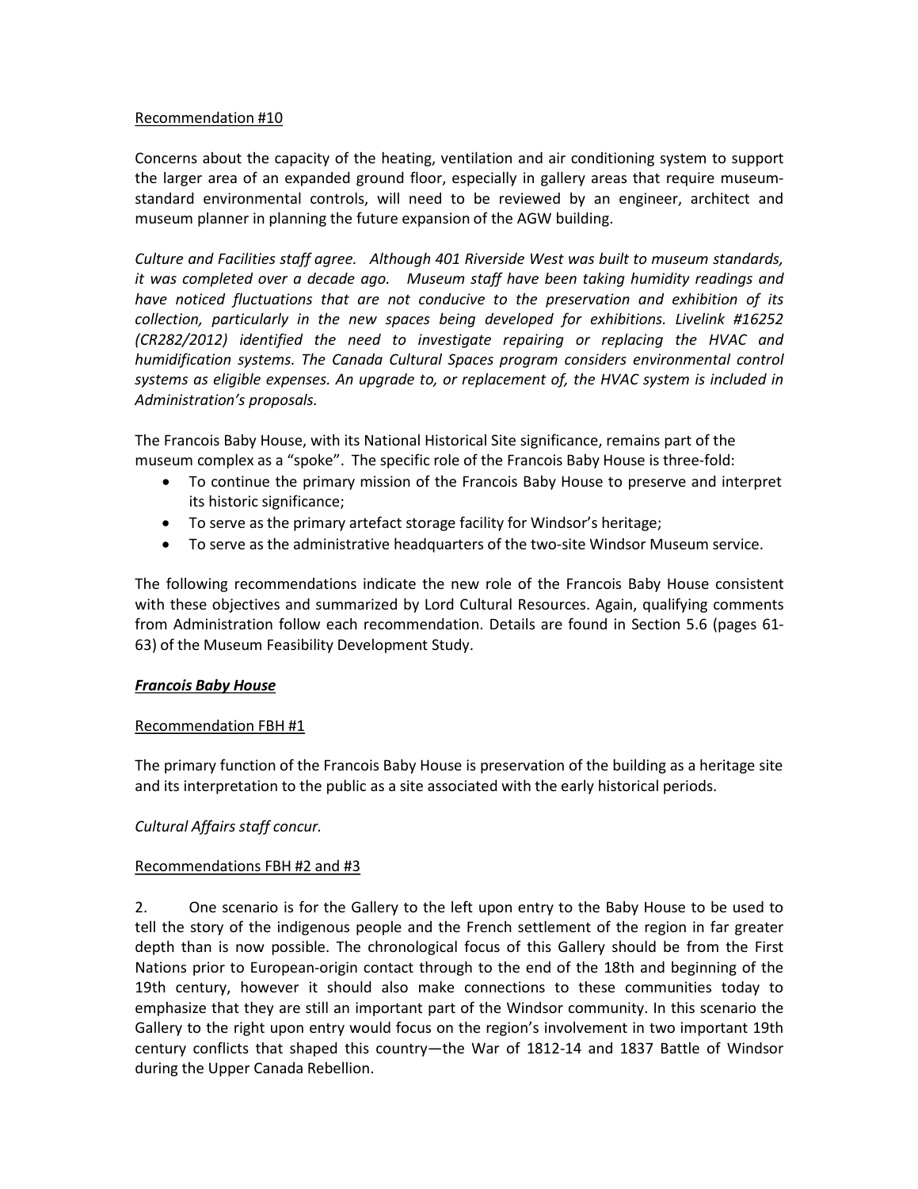Recommendation #10

Concerns about the capacity of the heating, ventilation and air conditioning system to support the larger area of an expanded ground floor, especially in gallery areas that require museum-standard environmental controls, will need to be reviewed by an engineer, architect and museum planner in planning the future expansion of the AGW building.

*Culture and Facilities staff agree. Although 401 Riverside West was built to museum standards, it was completed over a decade ago. Museum staff have been taking humidity readings and have noticed fluctuations that are not conducive to the preservation and exhibition of its collection, particularly in the new spaces being developed for exhibitions. Livelink #16252 (CR282/2012) identified the need to investigate repairing or replacing the HVAC and humidification systems. The Canada Cultural Spaces program considers environmental control systems as eligible expenses. An upgrade to, or replacement of, the HVAC system is included in Administration's proposals.*

The Francois Baby House, with its National Historical Site significance, remains part of the museum complex as a "spoke". The specific role of the Francois Baby House is three-fold:

- To continue the primary mission of the Francois Baby House to preserve and interpret its historic significance;
- To serve as the primary artefact storage facility for Windsor's heritage;
- To serve as the administrative headquarters of the two-site Windsor Museum service.

The following recommendations indicate the new role of the Francois Baby House consistent with these objectives and summarized by Lord Cultural Resources. Again, qualifying comments from Administration follow each recommendation. Details are found in Section 5.6 (pages 61-63) of the Museum Feasibility Development Study.

***Francois Baby House***

Recommendation FBH #1

The primary function of the Francois Baby House is preservation of the building as a heritage site and its interpretation to the public as a site associated with the early historical periods.

*Cultural Affairs staff concur.*

Recommendations FBH #2 and #3

2. One scenario is for the Gallery to the left upon entry to the Baby House to be used to tell the story of the indigenous people and the French settlement of the region in far greater depth than is now possible. The chronological focus of this Gallery should be from the First Nations prior to European-origin contact through to the end of the 18th and beginning of the 19th century, however it should also make connections to these communities today to emphasize that they are still an important part of the Windsor community. In this scenario the Gallery to the right upon entry would focus on the region's involvement in two important 19th century conflicts that shaped this country—the War of 1812-14 and 1837 Battle of Windsor during the Upper Canada Rebellion.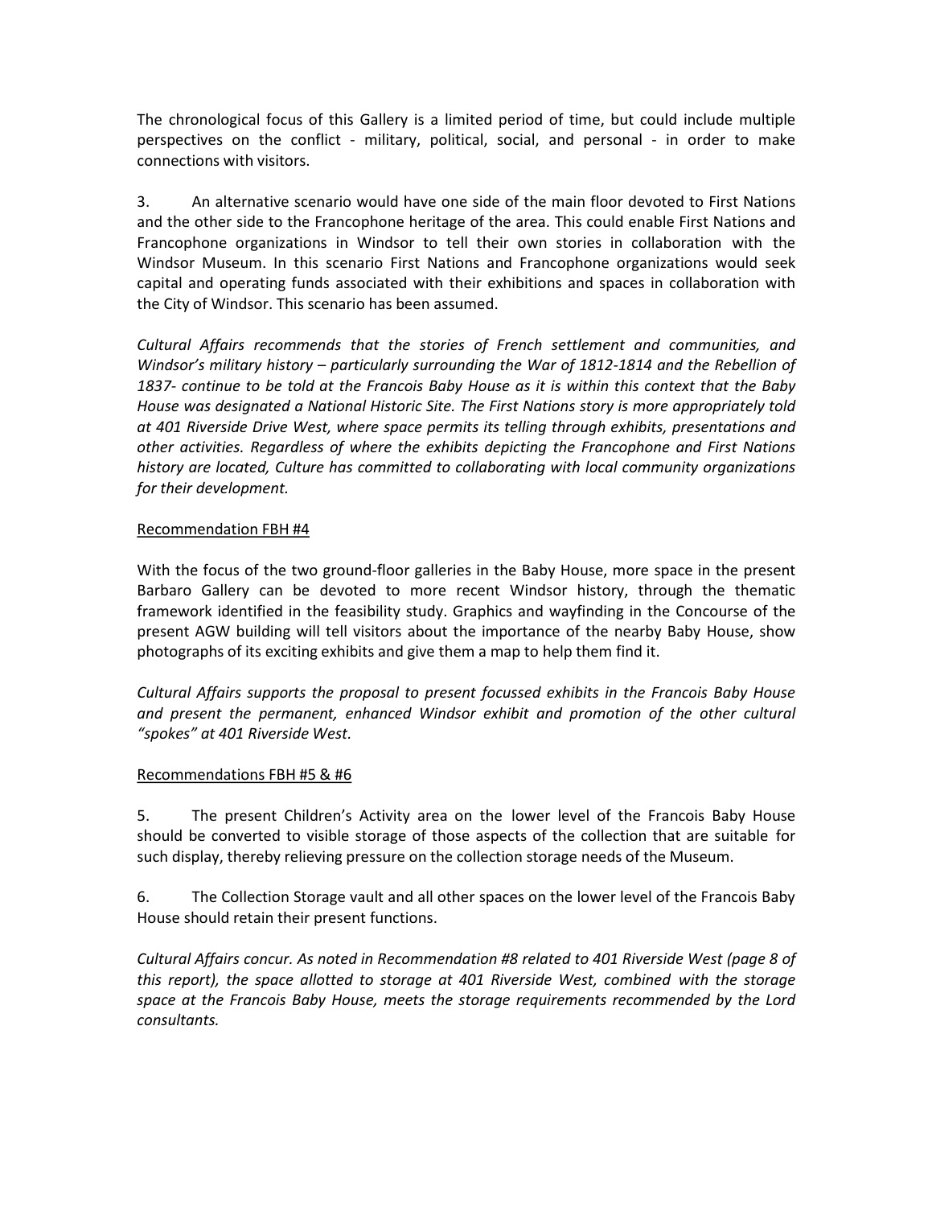The chronological focus of this Gallery is a limited period of time, but could include multiple perspectives on the conflict - military, political, social, and personal - in order to make connections with visitors.

3. An alternative scenario would have one side of the main floor devoted to First Nations and the other side to the Francophone heritage of the area. This could enable First Nations and Francophone organizations in Windsor to tell their own stories in collaboration with the Windsor Museum. In this scenario First Nations and Francophone organizations would seek capital and operating funds associated with their exhibitions and spaces in collaboration with the City of Windsor. This scenario has been assumed.

*Cultural Affairs recommends that the stories of French settlement and communities, and Windsor's military history – particularly surrounding the War of 1812-1814 and the Rebellion of 1837- continue to be told at the Francois Baby House as it is within this context that the Baby House was designated a National Historic Site. The First Nations story is more appropriately told at 401 Riverside Drive West, where space permits its telling through exhibits, presentations and other activities. Regardless of where the exhibits depicting the Francophone and First Nations history are located, Culture has committed to collaborating with local community organizations for their development.*

Recommendation FBH #4

With the focus of the two ground-floor galleries in the Baby House, more space in the present Barbaro Gallery can be devoted to more recent Windsor history, through the thematic framework identified in the feasibility study. Graphics and wayfinding in the Concourse of the present AGW building will tell visitors about the importance of the nearby Baby House, show photographs of its exciting exhibits and give them a map to help them find it.

*Cultural Affairs supports the proposal to present focussed exhibits in the Francois Baby House and present the permanent, enhanced Windsor exhibit and promotion of the other cultural "spokes" at 401 Riverside West.*

Recommendations FBH #5 & #6

5. The present Children's Activity area on the lower level of the Francois Baby House should be converted to visible storage of those aspects of the collection that are suitable for such display, thereby relieving pressure on the collection storage needs of the Museum.

6. The Collection Storage vault and all other spaces on the lower level of the Francois Baby House should retain their present functions.

*Cultural Affairs concur. As noted in Recommendation #8 related to 401 Riverside West (page 8 of this report), the space allotted to storage at 401 Riverside West, combined with the storage space at the Francois Baby House, meets the storage requirements recommended by the Lord consultants.*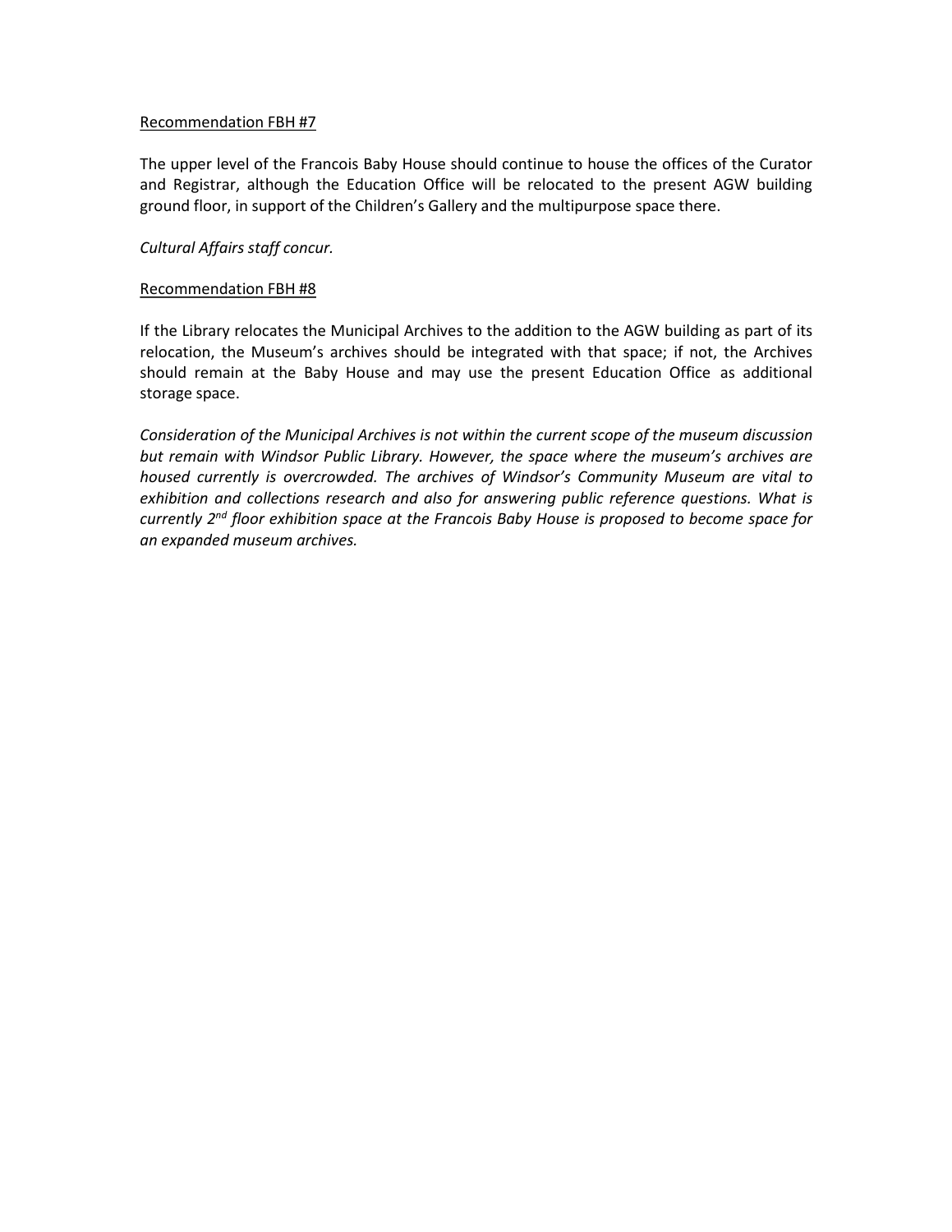Recommendation FBH #7

The upper level of the Francois Baby House should continue to house the offices of the Curator and Registrar, although the Education Office will be relocated to the present AGW building ground floor, in support of the Children's Gallery and the multipurpose space there.

*Cultural Affairs staff concur.*

Recommendation FBH #8

If the Library relocates the Municipal Archives to the addition to the AGW building as part of its relocation, the Museum's archives should be integrated with that space; if not, the Archives should remain at the Baby House and may use the present Education Office as additional storage space.

*Consideration of the Municipal Archives is not within the current scope of the museum discussion but remain with Windsor Public Library. However, the space where the museum's archives are housed currently is overcrowded. The archives of Windsor's Community Museum are vital to exhibition and collections research and also for answering public reference questions. What is currently 2nd floor exhibition space at the Francois Baby House is proposed to become space for an expanded museum archives.*